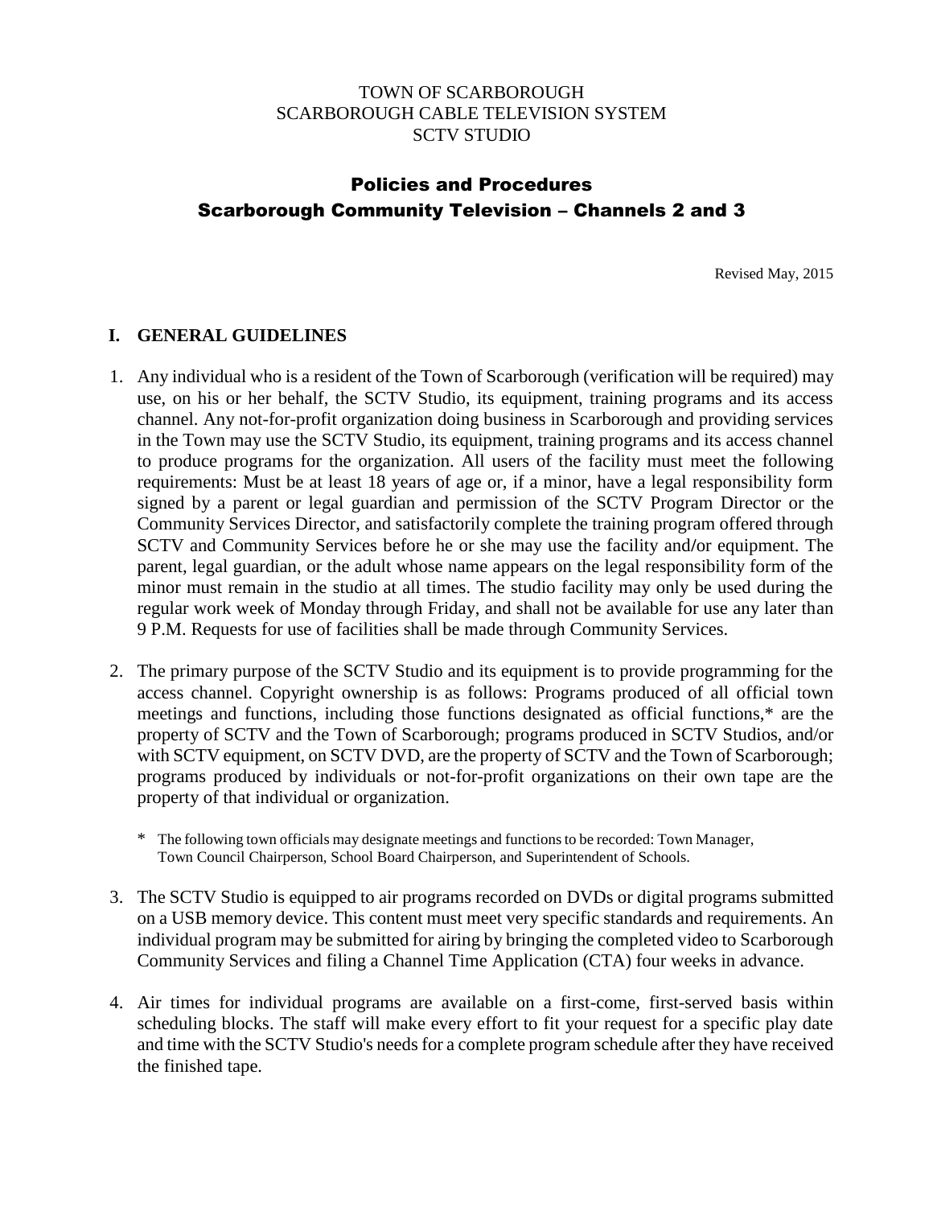TOWN OF SCARBOROUGH
SCARBOROUGH CABLE TELEVISION SYSTEM
SCTV STUDIO

# Policies and Procedures
# Scarborough Community Television – Channels 2 and 3

Revised May, 2015

## I. GENERAL GUIDELINES

1. Any individual who is a resident of the Town of Scarborough (verification will be required) may use, on his or her behalf, the SCTV Studio, its equipment, training programs and its access channel. Any not-for-profit organization doing business in Scarborough and providing services in the Town may use the SCTV Studio, its equipment, training programs and its access channel to produce programs for the organization. All users of the facility must meet the following requirements: Must be at least 18 years of age or, if a minor, have a legal responsibility form signed by a parent or legal guardian and permission of the SCTV Program Director or the Community Services Director, and satisfactorily complete the training program offered through SCTV and Community Services before he or she may use the facility and/or equipment. The parent, legal guardian, or the adult whose name appears on the legal responsibility form of the minor must remain in the studio at all times. The studio facility may only be used during the regular work week of Monday through Friday, and shall not be available for use any later than 9 P.M. Requests for use of facilities shall be made through Community Services.

2. The primary purpose of the SCTV Studio and its equipment is to provide programming for the access channel. Copyright ownership is as follows: Programs produced of all official town meetings and functions, including those functions designated as official functions,* are the property of SCTV and the Town of Scarborough; programs produced in SCTV Studios, and/or with SCTV equipment, on SCTV DVD, are the property of SCTV and the Town of Scarborough; programs produced by individuals or not-for-profit organizations on their own tape are the property of that individual or organization.

   \* The following town officials may designate meetings and functions to be recorded: Town Manager, Town Council Chairperson, School Board Chairperson, and Superintendent of Schools.

3. The SCTV Studio is equipped to air programs recorded on DVDs or digital programs submitted on a USB memory device. This content must meet very specific standards and requirements. An individual program may be submitted for airing by bringing the completed video to Scarborough Community Services and filing a Channel Time Application (CTA) four weeks in advance.

4. Air times for individual programs are available on a first-come, first-served basis within scheduling blocks. The staff will make every effort to fit your request for a specific play date and time with the SCTV Studio's needs for a complete program schedule after they have received the finished tape.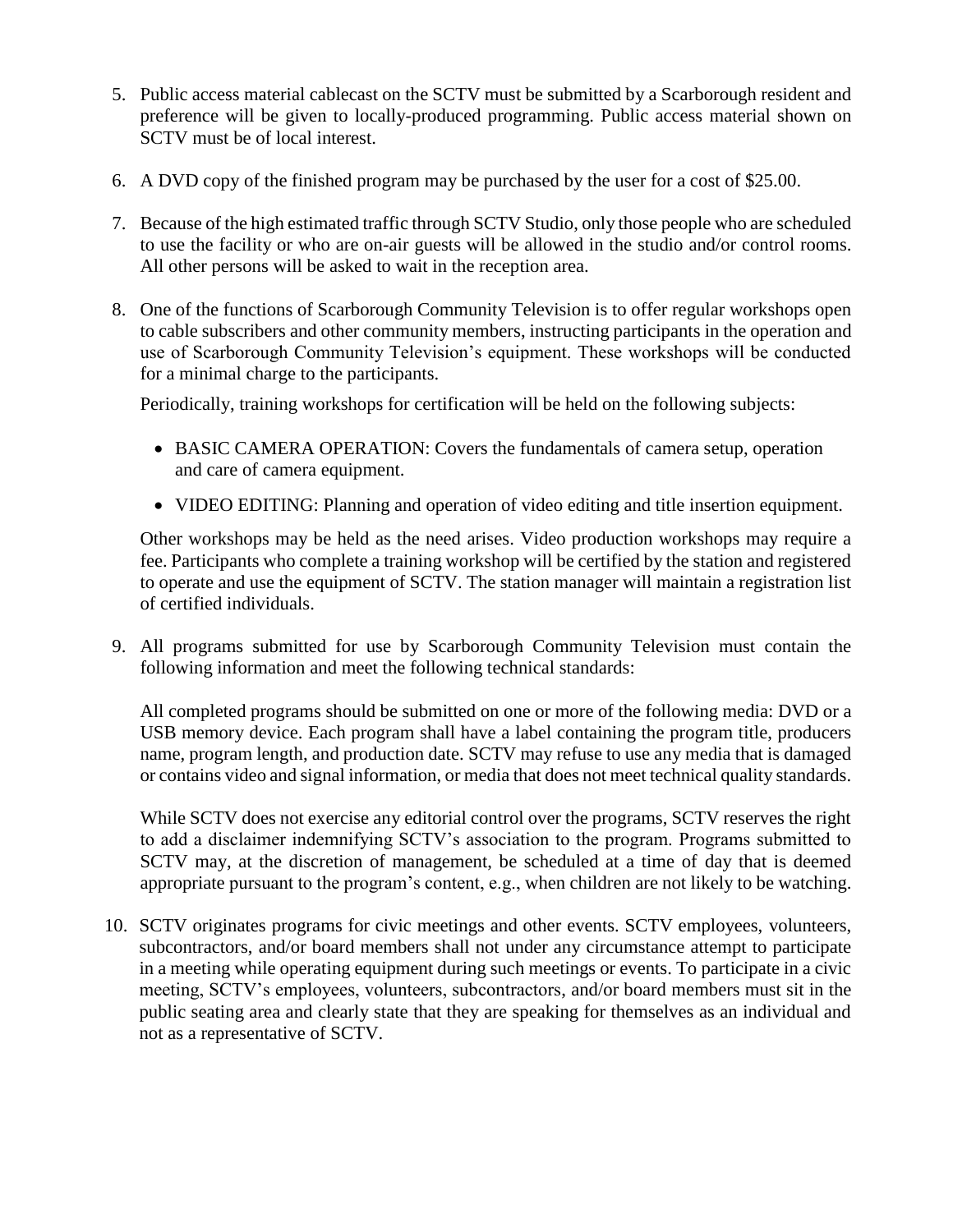5. Public access material cablecast on the SCTV must be submitted by a Scarborough resident and preference will be given to locally-produced programming. Public access material shown on SCTV must be of local interest.

6. A DVD copy of the finished program may be purchased by the user for a cost of $25.00.

7. Because of the high estimated traffic through SCTV Studio, only those people who are scheduled to use the facility or who are on-air guests will be allowed in the studio and/or control rooms. All other persons will be asked to wait in the reception area.

8. One of the functions of Scarborough Community Television is to offer regular workshops open to cable subscribers and other community members, instructing participants in the operation and use of Scarborough Community Television's equipment. These workshops will be conducted for a minimal charge to the participants.

   Periodically, training workshops for certification will be held on the following subjects:

   - BASIC CAMERA OPERATION: Covers the fundamentals of camera setup, operation and care of camera equipment.
   - VIDEO EDITING: Planning and operation of video editing and title insertion equipment.

   Other workshops may be held as the need arises. Video production workshops may require a fee. Participants who complete a training workshop will be certified by the station and registered to operate and use the equipment of SCTV. The station manager will maintain a registration list of certified individuals.

9. All programs submitted for use by Scarborough Community Television must contain the following information and meet the following technical standards:

   All completed programs should be submitted on one or more of the following media: DVD or a USB memory device. Each program shall have a label containing the program title, producers name, program length, and production date. SCTV may refuse to use any media that is damaged or contains video and signal information, or media that does not meet technical quality standards.

   While SCTV does not exercise any editorial control over the programs, SCTV reserves the right to add a disclaimer indemnifying SCTV's association to the program. Programs submitted to SCTV may, at the discretion of management, be scheduled at a time of day that is deemed appropriate pursuant to the program's content, e.g., when children are not likely to be watching.

10. SCTV originates programs for civic meetings and other events. SCTV employees, volunteers, subcontractors, and/or board members shall not under any circumstance attempt to participate in a meeting while operating equipment during such meetings or events. To participate in a civic meeting, SCTV's employees, volunteers, subcontractors, and/or board members must sit in the public seating area and clearly state that they are speaking for themselves as an individual and not as a representative of SCTV.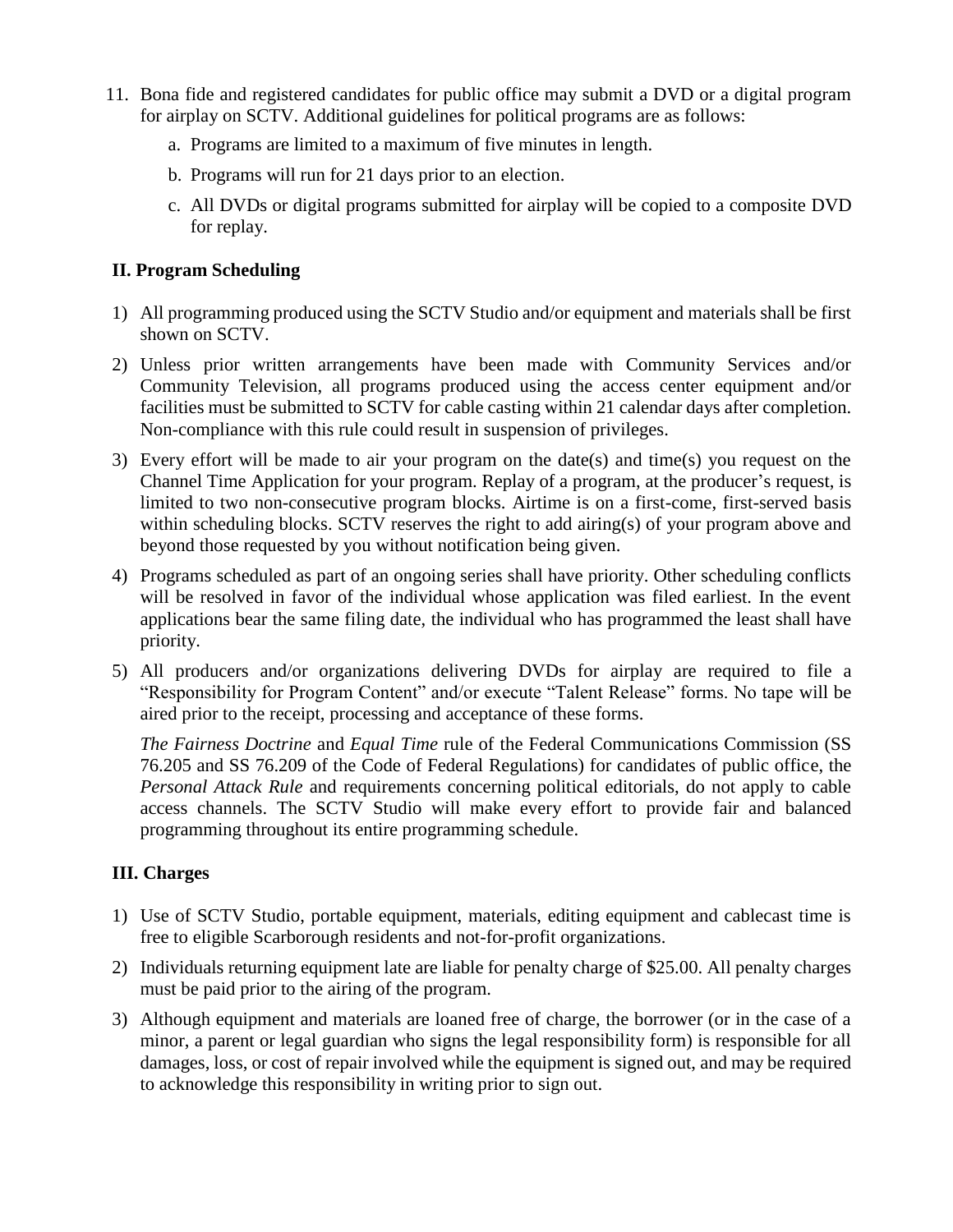11. Bona fide and registered candidates for public office may submit a DVD or a digital program for airplay on SCTV. Additional guidelines for political programs are as follows:
    a. Programs are limited to a maximum of five minutes in length.
    b. Programs will run for 21 days prior to an election.
    c. All DVDs or digital programs submitted for airplay will be copied to a composite DVD for replay.

## II. Program Scheduling

1) All programming produced using the SCTV Studio and/or equipment and materials shall be first shown on SCTV.
2) Unless prior written arrangements have been made with Community Services and/or Community Television, all programs produced using the access center equipment and/or facilities must be submitted to SCTV for cable casting within 21 calendar days after completion. Non-compliance with this rule could result in suspension of privileges.
3) Every effort will be made to air your program on the date(s) and time(s) you request on the Channel Time Application for your program. Replay of a program, at the producer's request, is limited to two non-consecutive program blocks. Airtime is on a first-come, first-served basis within scheduling blocks. SCTV reserves the right to add airing(s) of your program above and beyond those requested by you without notification being given.
4) Programs scheduled as part of an ongoing series shall have priority. Other scheduling conflicts will be resolved in favor of the individual whose application was filed earliest. In the event applications bear the same filing date, the individual who has programmed the least shall have priority.
5) All producers and/or organizations delivering DVDs for airplay are required to file a "Responsibility for Program Content" and/or execute "Talent Release" forms. No tape will be aired prior to the receipt, processing and acceptance of these forms.

   *The Fairness Doctrine* and *Equal Time* rule of the Federal Communications Commission (SS 76.205 and SS 76.209 of the Code of Federal Regulations) for candidates of public office, the *Personal Attack Rule* and requirements concerning political editorials, do not apply to cable access channels. The SCTV Studio will make every effort to provide fair and balanced programming throughout its entire programming schedule.

## III. Charges

1) Use of SCTV Studio, portable equipment, materials, editing equipment and cablecast time is free to eligible Scarborough residents and not-for-profit organizations.
2) Individuals returning equipment late are liable for penalty charge of $25.00. All penalty charges must be paid prior to the airing of the program.
3) Although equipment and materials are loaned free of charge, the borrower (or in the case of a minor, a parent or legal guardian who signs the legal responsibility form) is responsible for all damages, loss, or cost of repair involved while the equipment is signed out, and may be required to acknowledge this responsibility in writing prior to sign out.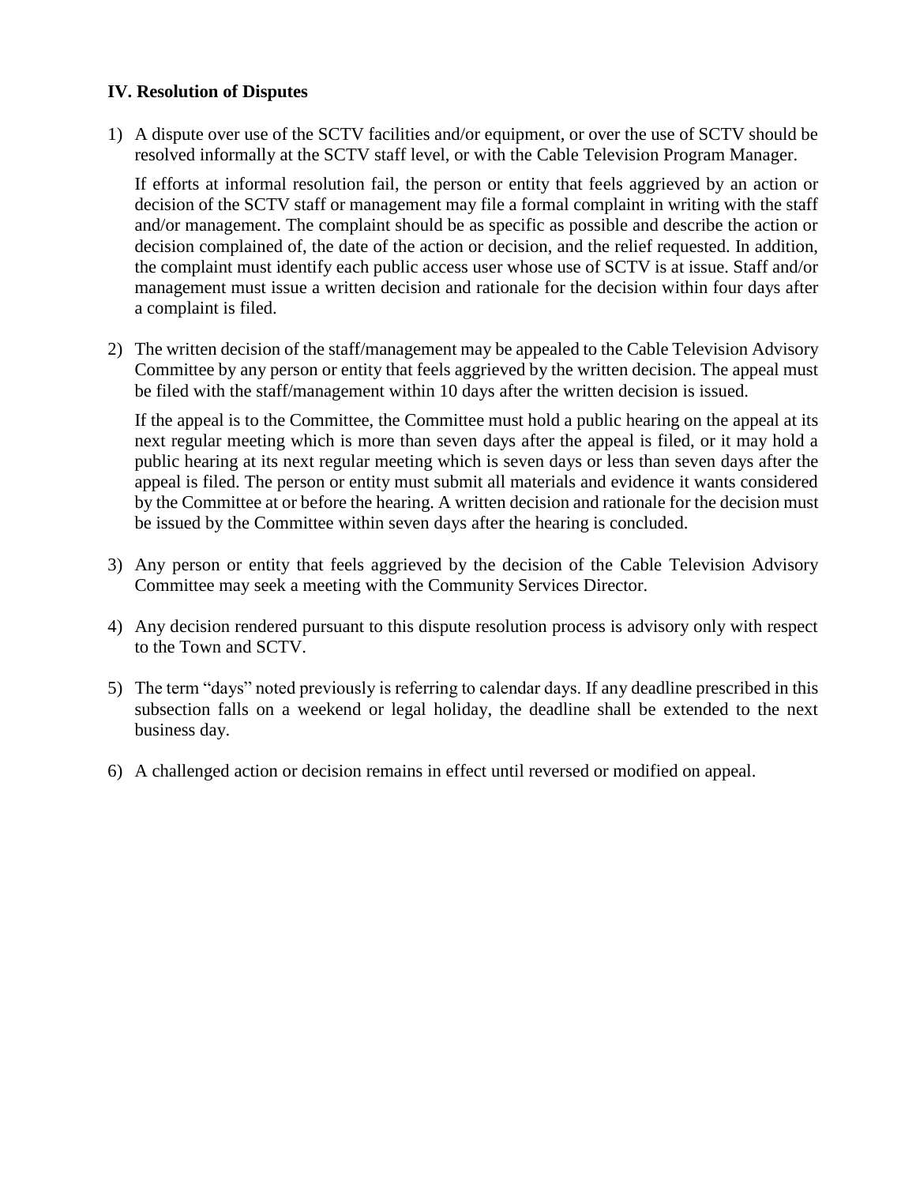### IV. Resolution of Disputes

1) A dispute over use of the SCTV facilities and/or equipment, or over the use of SCTV should be resolved informally at the SCTV staff level, or with the Cable Television Program Manager.

   If efforts at informal resolution fail, the person or entity that feels aggrieved by an action or decision of the SCTV staff or management may file a formal complaint in writing with the staff and/or management. The complaint should be as specific as possible and describe the action or decision complained of, the date of the action or decision, and the relief requested. In addition, the complaint must identify each public access user whose use of SCTV is at issue. Staff and/or management must issue a written decision and rationale for the decision within four days after a complaint is filed.

2) The written decision of the staff/management may be appealed to the Cable Television Advisory Committee by any person or entity that feels aggrieved by the written decision. The appeal must be filed with the staff/management within 10 days after the written decision is issued.

   If the appeal is to the Committee, the Committee must hold a public hearing on the appeal at its next regular meeting which is more than seven days after the appeal is filed, or it may hold a public hearing at its next regular meeting which is seven days or less than seven days after the appeal is filed. The person or entity must submit all materials and evidence it wants considered by the Committee at or before the hearing. A written decision and rationale for the decision must be issued by the Committee within seven days after the hearing is concluded.

3) Any person or entity that feels aggrieved by the decision of the Cable Television Advisory Committee may seek a meeting with the Community Services Director.

4) Any decision rendered pursuant to this dispute resolution process is advisory only with respect to the Town and SCTV.

5) The term "days" noted previously is referring to calendar days. If any deadline prescribed in this subsection falls on a weekend or legal holiday, the deadline shall be extended to the next business day.

6) A challenged action or decision remains in effect until reversed or modified on appeal.